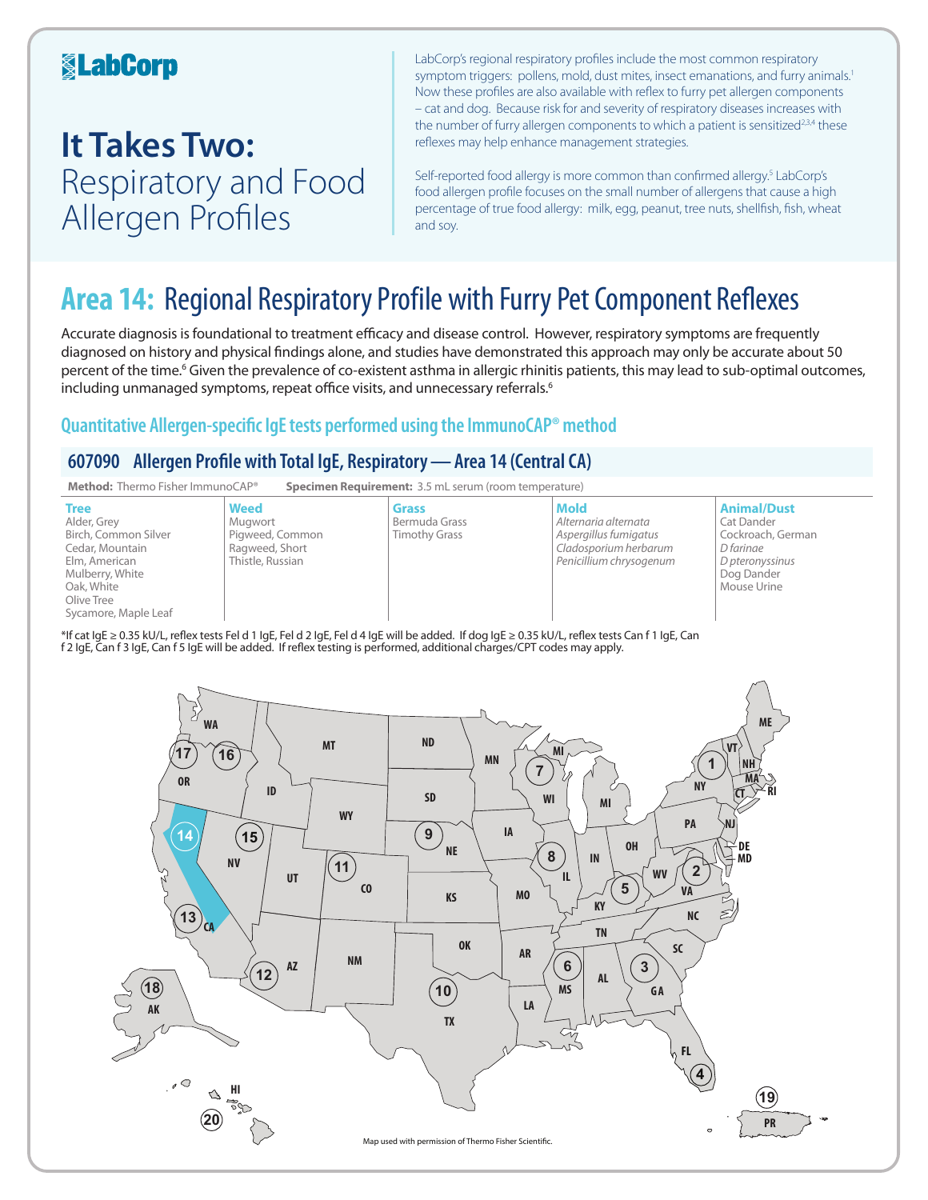LabCorp

# It Takes Two: Respiratory and Food Allergen Profiles

LabCorp's regional respiratory profiles include the most common respiratory symptom triggers: pollens, mold, dust mites, insect emanations, and furry animals.[1] Now these profiles are also available with reflex to furry pet allergen components – cat and dog. Because risk for and severity of respiratory diseases increases with the number of furry allergen components to which a patient is sensitized[2,3,4] these reflexes may help enhance management strategies.

Self-reported food allergy is more common than confirmed allergy.[5] LabCorp's food allergen profile focuses on the small number of allergens that cause a high percentage of true food allergy: milk, egg, peanut, tree nuts, shellfish, fish, wheat and soy.

## Area 14: Regional Respiratory Profile with Furry Pet Component Reflexes

Accurate diagnosis is foundational to treatment efficacy and disease control. However, respiratory symptoms are frequently diagnosed on history and physical findings alone, and studies have demonstrated this approach may only be accurate about 50 percent of the time.[6] Given the prevalence of co-existent asthma in allergic rhinitis patients, this may lead to sub-optimal outcomes, including unmanaged symptoms, repeat office visits, and unnecessary referrals.[6]

### Quantitative Allergen-specific IgE tests performed using the ImmunoCAP® method

#### 607090 Allergen Profile with Total IgE, Respiratory — Area 14 (Central CA)

**Method:** Thermo Fisher ImmunoCAP® **Specimen Requirement:** 3.5 mL serum (room temperature)

| Tree | Weed | Grass | Mold | Animal/Dust |
|---|---|---|---|---|
| Alder, Grey | Mugwort | Bermuda Grass | *Alternaria alternata* | Cat Dander |
| Birch, Common Silver | Pigweed, Common | Timothy Grass | *Aspergillus fumigatus* | Cockroach, German |
| Cedar, Mountain | Ragweed, Short | | *Cladosporium herbarum* | *D farinae* |
| Elm, American | Thistle, Russian | | *Penicillium chrysogenum* | *D pteronyssinus* |
| Mulberry, White | | | | Dog Dander |
| Oak, White | | | | Mouse Urine |
| Olive Tree | | | | |
| Sycamore, Maple Leaf | | | | |

*If cat IgE ≥ 0.35 kU/L, reflex tests Fel d 1 IgE, Fel d 2 IgE, Fel d 4 IgE will be added. If dog IgE ≥ 0.35 kU/L, reflex tests Can f 1 IgE, Can f 2 IgE, Can f 3 IgE, Can f 5 IgE will be added. If reflex testing is performed, additional charges/CPT codes may apply.

WA, OR, CA, ID, NV, MT, WY, UT, AZ, CO, NM, ND, SD, NE, KS, OK, TX, MN, IA, MO, AR, LA, WI, IL, MI, IN, OH, KY, TN, MS, AL, GA, FL, SC, NC, VA, WV, PA, NY, VT, NH, ME, MA, RI, CT, NJ, DE, MD, AK, HI, PR

1, 2, 3, 4, 5, 6, 7, 8, 9, 10, 11, 12, 13, 14, 15, 16, 17, 18, 19, 20

Map used with permission of Thermo Fisher Scientific.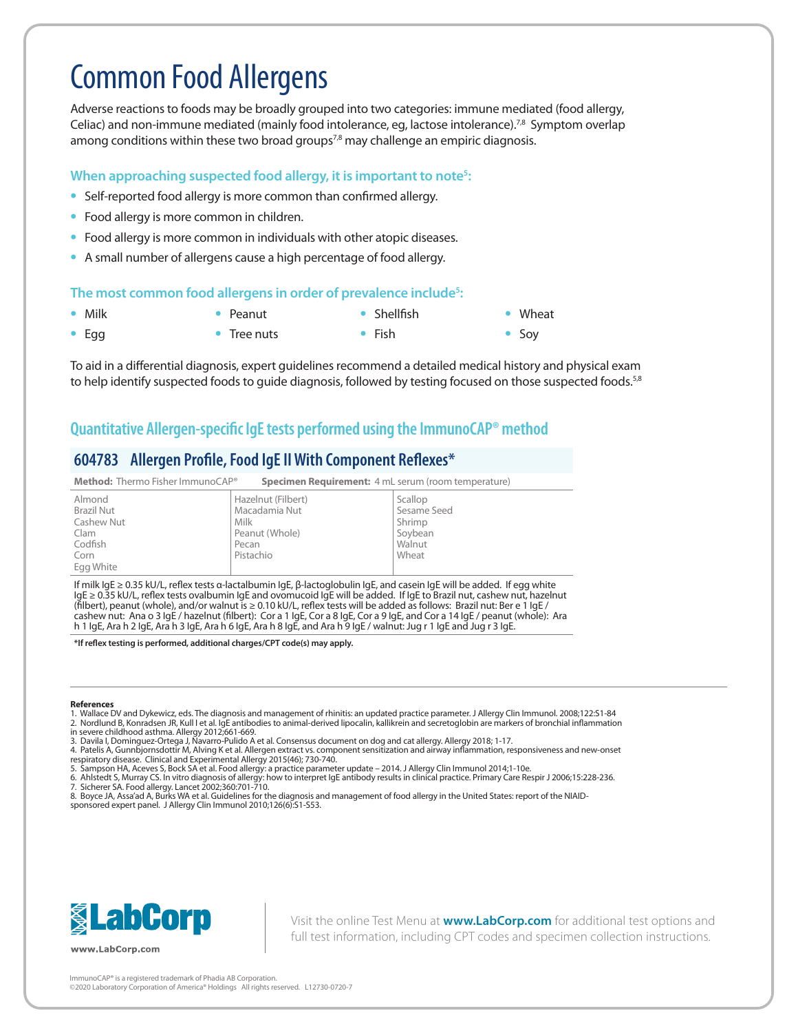# Common Food Allergens

Adverse reactions to foods may be broadly grouped into two categories: immune mediated (food allergy, Celiac) and non-immune mediated (mainly food intolerance, eg, lactose intolerance).[7,8] Symptom overlap among conditions within these two broad groups[7,8] may challenge an empiric diagnosis.

### When approaching suspected food allergy, it is important to note[5]:

- Self-reported food allergy is more common than confirmed allergy.
- Food allergy is more common in children.
- Food allergy is more common in individuals with other atopic diseases.
- A small number of allergens cause a high percentage of food allergy.

### The most common food allergens in order of prevalence include[5]:

- Milk
- Egg
- Peanut
- Tree nuts
- Shellfish
- Fish
- Wheat
- Soy

To aid in a differential diagnosis, expert guidelines recommend a detailed medical history and physical exam to help identify suspected foods to guide diagnosis, followed by testing focused on those suspected foods.[5,8]

## Quantitative Allergen-specific IgE tests performed using the ImmunoCAP® method

### 604783 Allergen Profile, Food IgE II With Component Reflexes*

**Method:** Thermo Fisher ImmunoCAP® **Specimen Requirement:** 4 mL serum (room temperature)

| | | |
|---|---|---|
| Almond | Hazelnut (Filbert) | Scallop |
| Brazil Nut | Macadamia Nut | Sesame Seed |
| Cashew Nut | Milk | Shrimp |
| Clam | Peanut (Whole) | Soybean |
| Codfish | Pecan | Walnut |
| Corn | Pistachio | Wheat |
| Egg White | | |

If milk IgE ≥ 0.35 kU/L, reflex tests α-lactalbumin IgE, β-lactoglobulin IgE, and casein IgE will be added. If egg white IgE ≥ 0.35 kU/L, reflex tests ovalbumin IgE and ovomucoid IgE will be added. If IgE to Brazil nut, cashew nut, hazelnut (filbert), peanut (whole), and/or walnut is ≥ 0.10 kU/L, reflex tests will be added as follows: Brazil nut: Ber e 1 IgE / cashew nut: Ana o 3 IgE / hazelnut (filbert): Cor a 1 IgE, Cor a 8 IgE, Cor a 9 IgE, and Cor a 14 IgE / peanut (whole): Ara h 1 IgE, Ara h 2 IgE, Ara h 3 IgE, Ara h 6 IgE, Ara h 8 IgE, and Ara h 9 IgE / walnut: Jug r 1 IgE and Jug r 3 IgE.

**\*If reflex testing is performed, additional charges/CPT code(s) may apply.**

**References**

1. Wallace DV and Dykewicz, eds. The diagnosis and management of rhinitis: an updated practice parameter. J Allergy Clin Immunol. 2008;122:S1-84
2. Nordlund B, Konradsen JR, Kull I et al. IgE antibodies to animal-derived lipocalin, kallikrein and secretoglobin are markers of bronchial inflammation in severe childhood asthma. Allergy 2012;661-669.
3. Davila I, Dominguez-Ortega J, Navarro-Pulido A et al. Consensus document on dog and cat allergy. Allergy 2018; 1-17.
4. Patelis A, Gunnbjornsdottir M, Alving K et al. Allergen extract vs. component sensitization and airway inflammation, responsiveness and new-onset respiratory disease. Clinical and Experimental Allergy 2015(46); 730-740.
5. Sampson HA, Aceves S, Bock SA et al. Food allergy: a practice parameter update – 2014. J Allergy Clin Immunol 2014;1-10e.
6. Ahlstedt S, Murray CS. In vitro diagnosis of allergy: how to interpret IgE antibody results in clinical practice. Primary Care Respir J 2006;15:228-236.
7. Sicherer SA. Food allergy. Lancet 2002;360:701-710.
8. Boyce JA, Assa'ad A, Burks WA et al. Guidelines for the diagnosis and management of food allergy in the United States: report of the NIAID-sponsored expert panel. J Allergy Clin Immunol 2010;126(6):S1-S53.

LabCorp

www.LabCorp.com

Visit the online Test Menu at **www.LabCorp.com** for additional test options and full test information, including CPT codes and specimen collection instructions.

ImmunoCAP® is a registered trademark of Phadia AB Corporation.
©2020 Laboratory Corporation of America® Holdings All rights reserved. L12730-0720-7